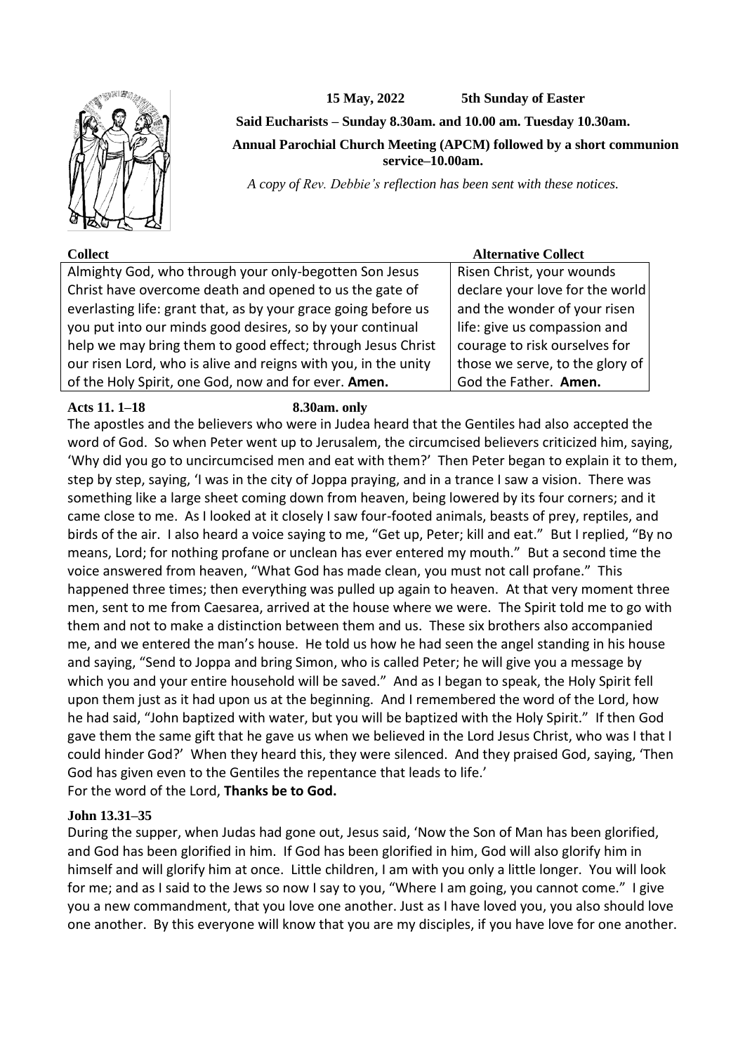**15 May, 2022 5th Sunday of Easter**

**Said Eucharists – Sunday 8.30am. and 10.00 am. Tuesday 10.30am.**

**Annual Parochial Church Meeting (APCM) followed by a short communion service–10.00am.**

*A copy of Rev. Debbie's reflection has been sent with these notices.*

| Collect | Alternative Collect |
|---|---|
| Almighty God, who through your only-begotten Son Jesus Christ have overcome death and opened to us the gate of everlasting life: grant that, as by your grace going before us you put into our minds good desires, so by your continual help we may bring them to good effect; through Jesus Christ our risen Lord, who is alive and reigns with you, in the unity of the Holy Spirit, one God, now and for ever. **Amen.** | Risen Christ, your wounds declare your love for the world and the wonder of your risen life: give us compassion and courage to risk ourselves for those we serve, to the glory of God the Father. **Amen.** |

**Acts 11. 1–18 8.30am. only**

The apostles and the believers who were in Judea heard that the Gentiles had also accepted the word of God. So when Peter went up to Jerusalem, the circumcised believers criticized him, saying, 'Why did you go to uncircumcised men and eat with them?' Then Peter began to explain it to them, step by step, saying, 'I was in the city of Joppa praying, and in a trance I saw a vision. There was something like a large sheet coming down from heaven, being lowered by its four corners; and it came close to me. As I looked at it closely I saw four-footed animals, beasts of prey, reptiles, and birds of the air. I also heard a voice saying to me, "Get up, Peter; kill and eat." But I replied, "By no means, Lord; for nothing profane or unclean has ever entered my mouth." But a second time the voice answered from heaven, "What God has made clean, you must not call profane." This happened three times; then everything was pulled up again to heaven. At that very moment three men, sent to me from Caesarea, arrived at the house where we were. The Spirit told me to go with them and not to make a distinction between them and us. These six brothers also accompanied me, and we entered the man's house. He told us how he had seen the angel standing in his house and saying, "Send to Joppa and bring Simon, who is called Peter; he will give you a message by which you and your entire household will be saved." And as I began to speak, the Holy Spirit fell upon them just as it had upon us at the beginning. And I remembered the word of the Lord, how he had said, "John baptized with water, but you will be baptized with the Holy Spirit." If then God gave them the same gift that he gave us when we believed in the Lord Jesus Christ, who was I that I could hinder God?' When they heard this, they were silenced. And they praised God, saying, 'Then God has given even to the Gentiles the repentance that leads to life.'
For the word of the Lord, **Thanks be to God.**

**John 13.31–35**

During the supper, when Judas had gone out, Jesus said, 'Now the Son of Man has been glorified, and God has been glorified in him. If God has been glorified in him, God will also glorify him in himself and will glorify him at once. Little children, I am with you only a little longer. You will look for me; and as I said to the Jews so now I say to you, "Where I am going, you cannot come." I give you a new commandment, that you love one another. Just as I have loved you, you also should love one another. By this everyone will know that you are my disciples, if you have love for one another.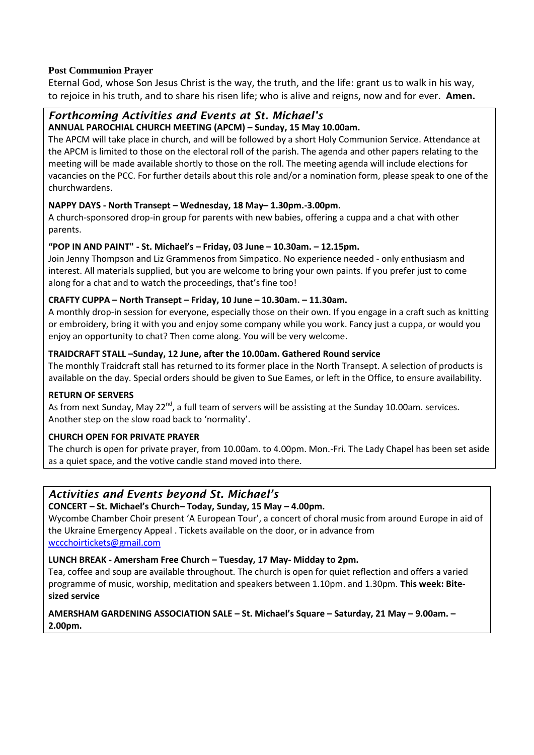**Post Communion Prayer**

Eternal God, whose Son Jesus Christ is the way, the truth, and the life: grant us to walk in his way, to rejoice in his truth, and to share his risen life; who is alive and reigns, now and for ever. **Amen.**

## *Forthcoming Activities and Events at St. Michael's*

**ANNUAL PAROCHIAL CHURCH MEETING (APCM) – Sunday, 15 May 10.00am.**

The APCM will take place in church, and will be followed by a short Holy Communion Service. Attendance at the APCM is limited to those on the electoral roll of the parish. The agenda and other papers relating to the meeting will be made available shortly to those on the roll. The meeting agenda will include elections for vacancies on the PCC. For further details about this role and/or a nomination form, please speak to one of the churchwardens.

**NAPPY DAYS - North Transept – Wednesday, 18 May– 1.30pm.-3.00pm.**

A church-sponsored drop-in group for parents with new babies, offering a cuppa and a chat with other parents.

**"POP IN AND PAINT" - St. Michael's – Friday, 03 June – 10.30am. – 12.15pm.**

Join Jenny Thompson and Liz Grammenos from Simpatico. No experience needed - only enthusiasm and interest. All materials supplied, but you are welcome to bring your own paints. If you prefer just to come along for a chat and to watch the proceedings, that's fine too!

**CRAFTY CUPPA – North Transept – Friday, 10 June – 10.30am. – 11.30am.**

A monthly drop-in session for everyone, especially those on their own. If you engage in a craft such as knitting or embroidery, bring it with you and enjoy some company while you work. Fancy just a cuppa, or would you enjoy an opportunity to chat? Then come along. You will be very welcome.

**TRAIDCRAFT STALL –Sunday, 12 June, after the 10.00am. Gathered Round service**

The monthly Traidcraft stall has returned to its former place in the North Transept. A selection of products is available on the day. Special orders should be given to Sue Eames, or left in the Office, to ensure availability.

**RETURN OF SERVERS**

As from next Sunday, May 22nd, a full team of servers will be assisting at the Sunday 10.00am. services. Another step on the slow road back to 'normality'.

**CHURCH OPEN FOR PRIVATE PRAYER**

The church is open for private prayer, from 10.00am. to 4.00pm. Mon.-Fri. The Lady Chapel has been set aside as a quiet space, and the votive candle stand moved into there.

## *Activities and Events beyond St. Michael's*

**CONCERT – St. Michael's Church– Today, Sunday, 15 May – 4.00pm.**

Wycombe Chamber Choir present 'A European Tour', a concert of choral music from around Europe in aid of the Ukraine Emergency Appeal . Tickets available on the door, or in advance from wccchoirtickets@gmail.com

**LUNCH BREAK - Amersham Free Church – Tuesday, 17 May- Midday to 2pm.**

Tea, coffee and soup are available throughout. The church is open for quiet reflection and offers a varied programme of music, worship, meditation and speakers between 1.10pm. and 1.30pm. **This week: Bite-sized service**

**AMERSHAM GARDENING ASSOCIATION SALE – St. Michael's Square – Saturday, 21 May – 9.00am. – 2.00pm.**